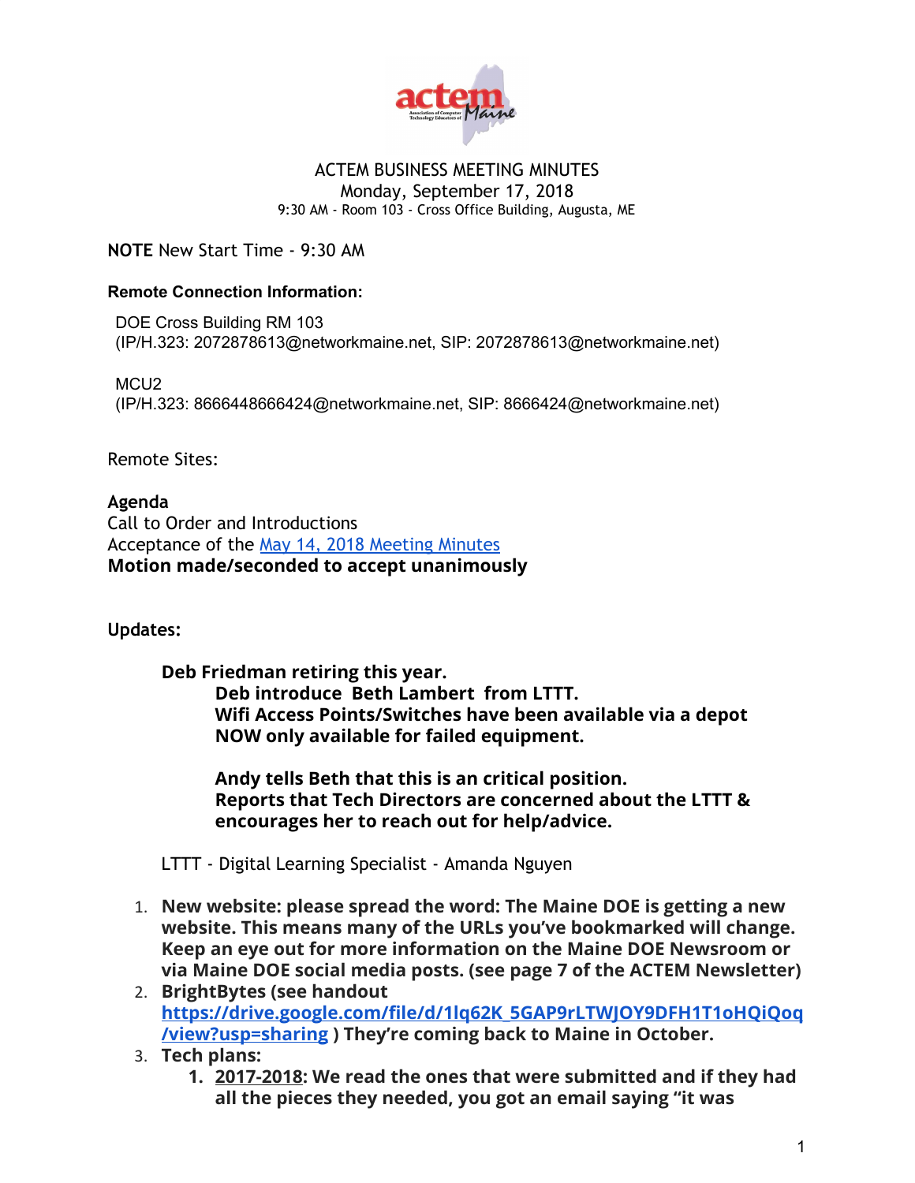ACTEM BUSINESS MEETING MINUTES
Monday, September 17, 2018
9:30 AM - Room 103 - Cross Office Building, Augusta, ME

**NOTE** New Start Time - 9:30 AM

**Remote Connection Information:**

DOE Cross Building RM 103
(IP/H.323: 2072878613@networkmaine.net, SIP: 2072878613@networkmaine.net)

MCU2
(IP/H.323: 8666448666424@networkmaine.net, SIP: 8666424@networkmaine.net)

Remote Sites:

**Agenda**
Call to Order and Introductions
Acceptance of the [May 14, 2018 Meeting Minutes]
**Motion made/seconded to accept unanimously**

**Updates:**

**Deb Friedman retiring this year.**
**Deb introduce Beth Lambert from LTTT.**
**Wifi Access Points/Switches have been available via a depot NOW only available for failed equipment.**

**Andy tells Beth that this is an critical position.**
**Reports that Tech Directors are concerned about the LTTT & encourages her to reach out for help/advice.**

LTTT - Digital Learning Specialist - Amanda Nguyen

1. **New website: please spread the word: The Maine DOE is getting a new website. This means many of the URLs you've bookmarked will change. Keep an eye out for more information on the Maine DOE Newsroom or via Maine DOE social media posts. (see page 7 of the ACTEM Newsletter)**
2. **BrightBytes (see handout https://drive.google.com/file/d/1lq62K_5GAP9rLTWJOY9DFH1T1oHQiQoq/view?usp=sharing ) They're coming back to Maine in October.**
3. **Tech plans:**
   1. **2017-2018: We read the ones that were submitted and if they had all the pieces they needed, you got an email saying "it was**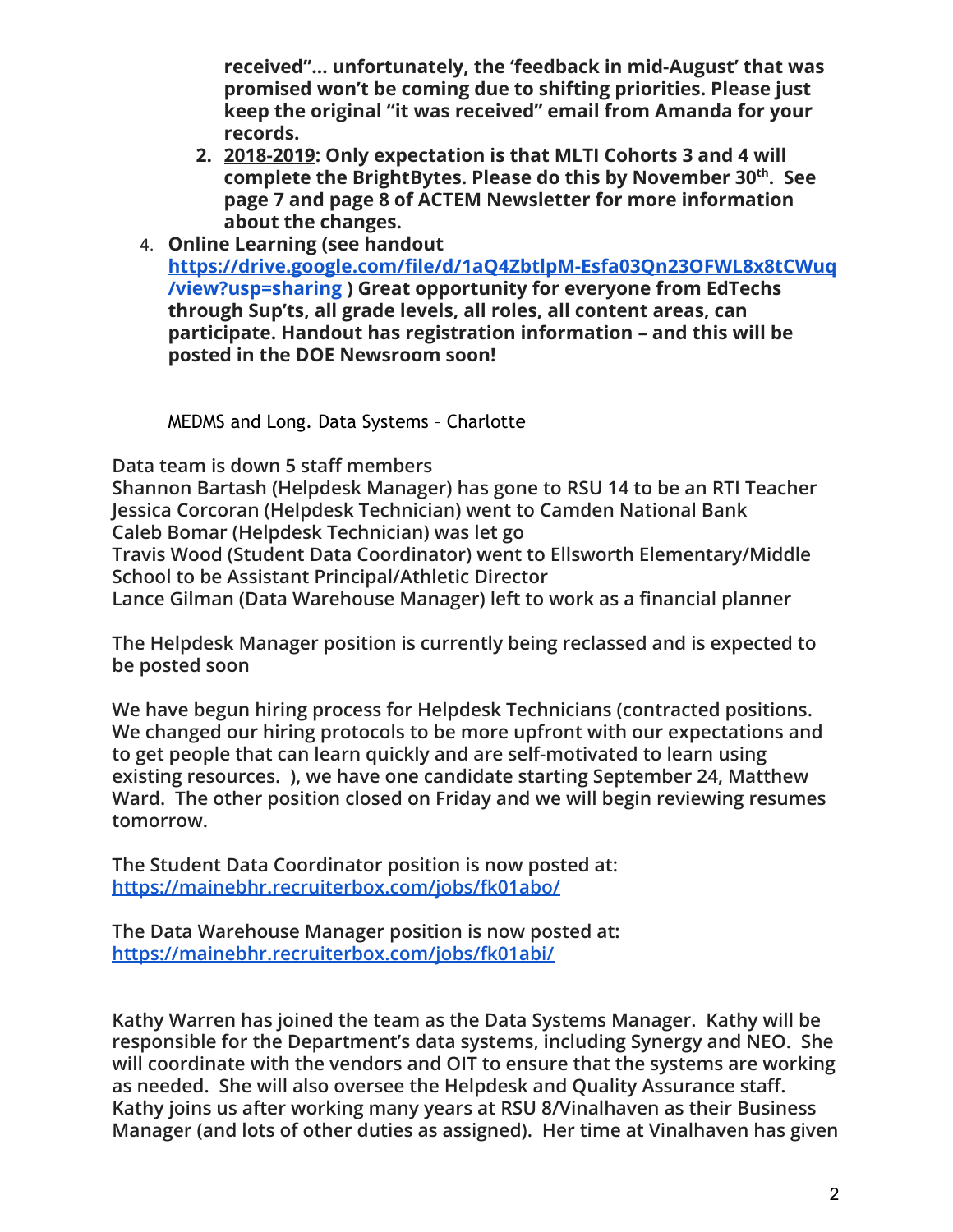**received"… unfortunately, the 'feedback in mid-August' that was promised won't be coming due to shifting priorities. Please just keep the original "it was received" email from Amanda for your records.**

2. **2018-2019: Only expectation is that MLTI Cohorts 3 and 4 will complete the BrightBytes. Please do this by November 30th. See page 7 and page 8 of ACTEM Newsletter for more information about the changes.**

4. **Online Learning (see handout [https://drive.google.com/file/d/1aQ4ZbtlpM-Esfa03Qn23OFWL8x8tCWuq/view?usp=sharing](https://drive.google.com/file/d/1aQ4ZbtlpM-Esfa03Qn23OFWL8x8tCWuq/view?usp=sharing) ) Great opportunity for everyone from EdTechs through Sup'ts, all grade levels, all roles, all content areas, can participate. Handout has registration information – and this will be posted in the DOE Newsroom soon!**

MEDMS and Long. Data Systems – Charlotte

**Data team is down 5 staff members**
**Shannon Bartash (Helpdesk Manager) has gone to RSU 14 to be an RTI Teacher**
**Jessica Corcoran (Helpdesk Technician) went to Camden National Bank**
**Caleb Bomar (Helpdesk Technician) was let go**
**Travis Wood (Student Data Coordinator) went to Ellsworth Elementary/Middle School to be Assistant Principal/Athletic Director**
**Lance Gilman (Data Warehouse Manager) left to work as a financial planner**

**The Helpdesk Manager position is currently being reclassed and is expected to be posted soon**

**We have begun hiring process for Helpdesk Technicians (contracted positions. We changed our hiring protocols to be more upfront with our expectations and to get people that can learn quickly and are self-motivated to learn using existing resources. ), we have one candidate starting September 24, Matthew Ward. The other position closed on Friday and we will begin reviewing resumes tomorrow.**

**The Student Data Coordinator position is now posted at: [https://mainebhr.recruiterbox.com/jobs/fk01abo/](https://mainebhr.recruiterbox.com/jobs/fk01abo/)**

**The Data Warehouse Manager position is now posted at: [https://mainebhr.recruiterbox.com/jobs/fk01abi/](https://mainebhr.recruiterbox.com/jobs/fk01abi/)**

**Kathy Warren has joined the team as the Data Systems Manager. Kathy will be responsible for the Department's data systems, including Synergy and NEO. She will coordinate with the vendors and OIT to ensure that the systems are working as needed. She will also oversee the Helpdesk and Quality Assurance staff. Kathy joins us after working many years at RSU 8/Vinalhaven as their Business Manager (and lots of other duties as assigned). Her time at Vinalhaven has given**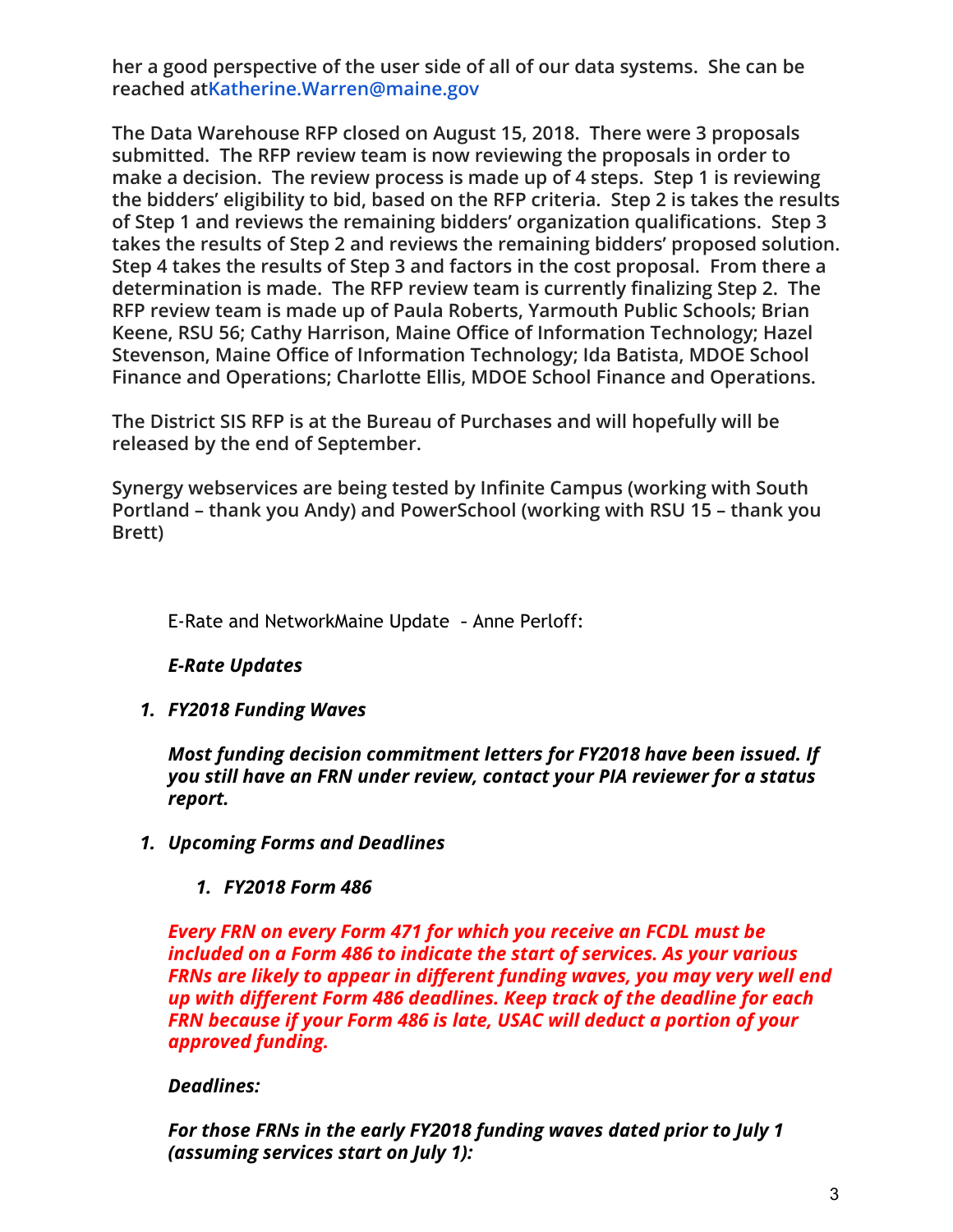**her a good perspective of the user side of all of our data systems. She can be reached atKatherine.Warren@maine.gov**

**The Data Warehouse RFP closed on August 15, 2018. There were 3 proposals submitted. The RFP review team is now reviewing the proposals in order to make a decision. The review process is made up of 4 steps. Step 1 is reviewing the bidders' eligibility to bid, based on the RFP criteria. Step 2 is takes the results of Step 1 and reviews the remaining bidders' organization qualifications. Step 3 takes the results of Step 2 and reviews the remaining bidders' proposed solution. Step 4 takes the results of Step 3 and factors in the cost proposal. From there a determination is made. The RFP review team is currently finalizing Step 2. The RFP review team is made up of Paula Roberts, Yarmouth Public Schools; Brian Keene, RSU 56; Cathy Harrison, Maine Office of Information Technology; Hazel Stevenson, Maine Office of Information Technology; Ida Batista, MDOE School Finance and Operations; Charlotte Ellis, MDOE School Finance and Operations.**

**The District SIS RFP is at the Bureau of Purchases and will hopefully will be released by the end of September.**

**Synergy webservices are being tested by Infinite Campus (working with South Portland – thank you Andy) and PowerSchool (working with RSU 15 – thank you Brett)**

E-Rate and NetworkMaine Update - Anne Perloff:

***E-Rate Updates***

1. ***FY2018 Funding Waves***

   ***Most funding decision commitment letters for FY2018 have been issued. If you still have an FRN under review, contact your PIA reviewer for a status report.***

1. ***Upcoming Forms and Deadlines***

   1. ***FY2018 Form 486***

   ***Every FRN on every Form 471 for which you receive an FCDL must be included on a Form 486 to indicate the start of services. As your various FRNs are likely to appear in different funding waves, you may very well end up with different Form 486 deadlines. Keep track of the deadline for each FRN because if your Form 486 is late, USAC will deduct a portion of your approved funding.***

   ***Deadlines:***

   ***For those FRNs in the early FY2018 funding waves dated prior to July 1 (assuming services start on July 1):***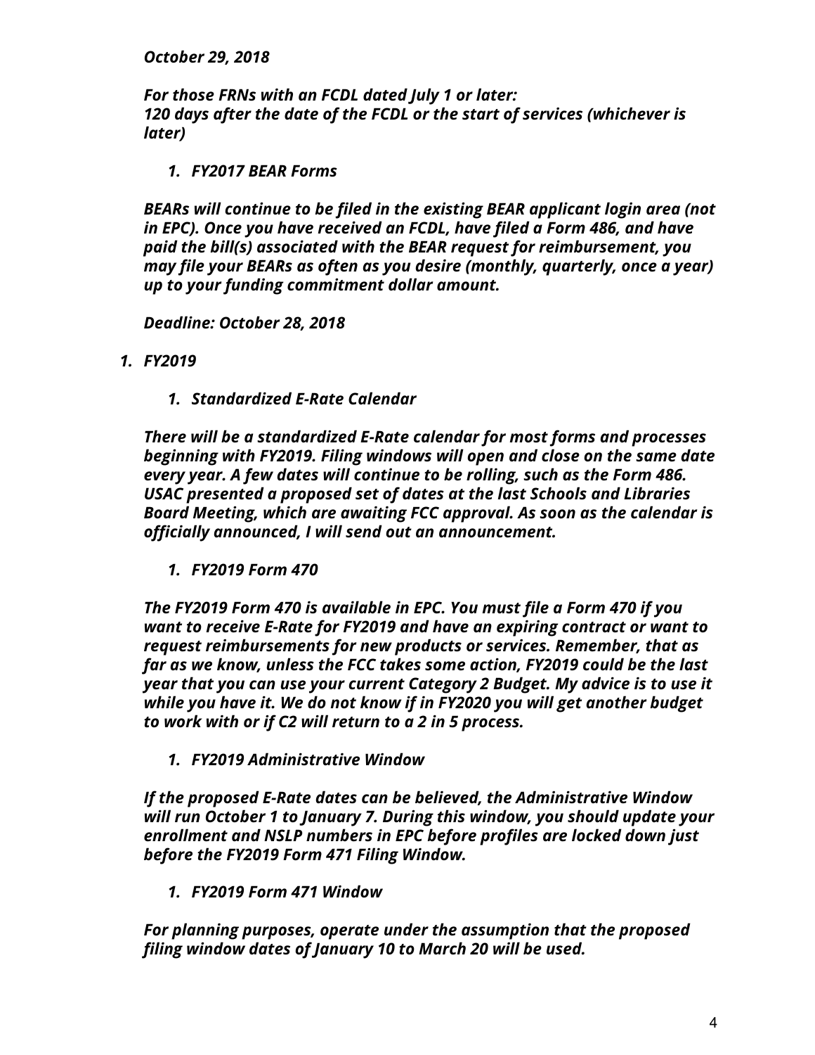*October 29, 2018*

*For those FRNs with an FCDL dated July 1 or later:*
*120 days after the date of the FCDL or the start of services (whichever is later)*

1. ***FY2017 BEAR Forms***

*BEARs will continue to be filed in the existing BEAR applicant login area (not in EPC). Once you have received an FCDL, have filed a Form 486, and have paid the bill(s) associated with the BEAR request for reimbursement, you may file your BEARs as often as you desire (monthly, quarterly, once a year) up to your funding commitment dollar amount.*

*Deadline: October 28, 2018*

1. ***FY2019***

    1. ***Standardized E-Rate Calendar***

    *There will be a standardized E-Rate calendar for most forms and processes beginning with FY2019. Filing windows will open and close on the same date every year. A few dates will continue to be rolling, such as the Form 486. USAC presented a proposed set of dates at the last Schools and Libraries Board Meeting, which are awaiting FCC approval. As soon as the calendar is officially announced, I will send out an announcement.*

    1. ***FY2019 Form 470***

    *The FY2019 Form 470 is available in EPC. You must file a Form 470 if you want to receive E-Rate for FY2019 and have an expiring contract or want to request reimbursements for new products or services. Remember, that as far as we know, unless the FCC takes some action, FY2019 could be the last year that you can use your current Category 2 Budget. My advice is to use it while you have it. We do not know if in FY2020 you will get another budget to work with or if C2 will return to a 2 in 5 process.*

    1. ***FY2019 Administrative Window***

    *If the proposed E-Rate dates can be believed, the Administrative Window will run October 1 to January 7. During this window, you should update your enrollment and NSLP numbers in EPC before profiles are locked down just before the FY2019 Form 471 Filing Window.*

    1. ***FY2019 Form 471 Window***

    *For planning purposes, operate under the assumption that the proposed filing window dates of January 10 to March 20 will be used.*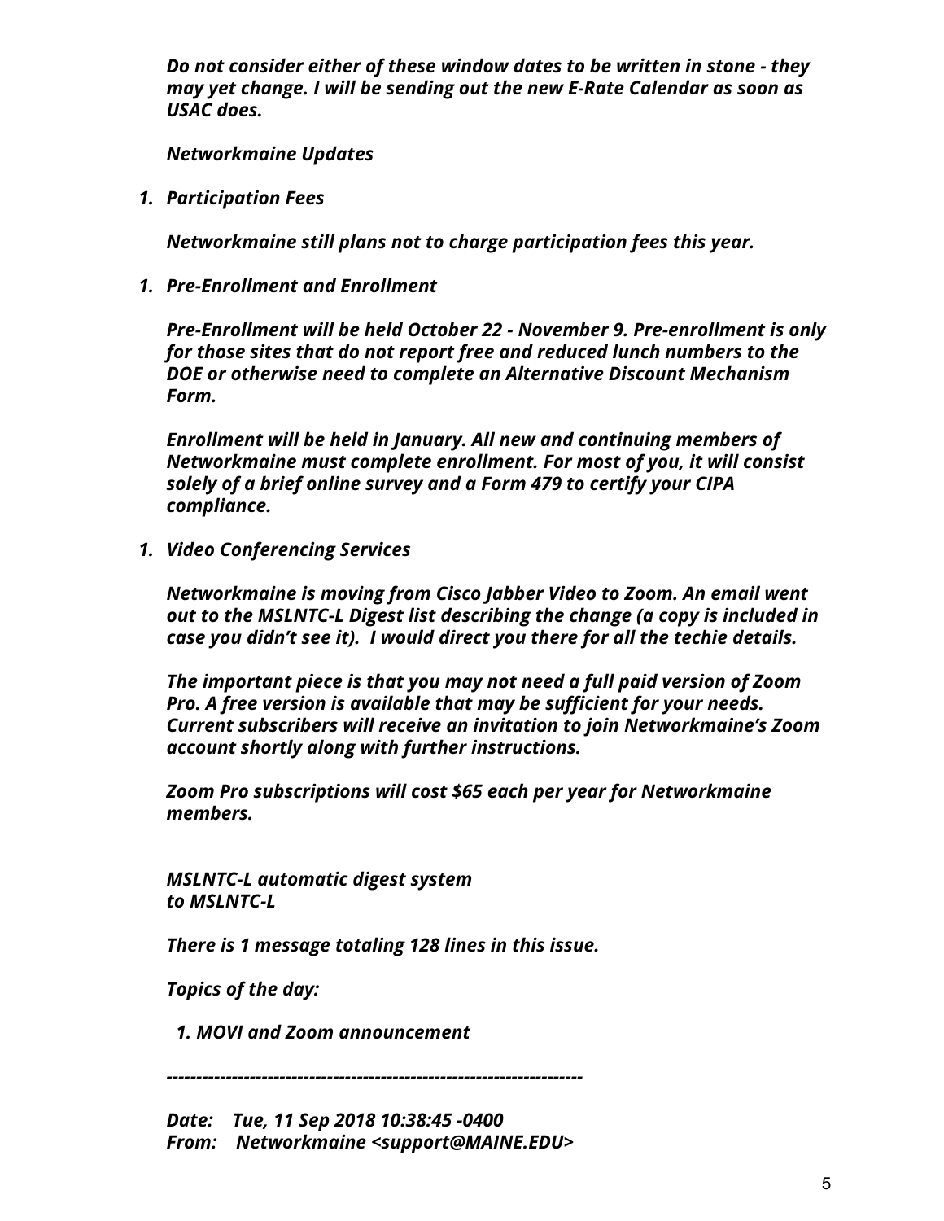*Do not consider either of these window dates to be written in stone - they may yet change. I will be sending out the new E-Rate Calendar as soon as USAC does.*

***Networkmaine Updates***

1. ***Participation Fees***

   ***Networkmaine still plans not to charge participation fees this year.***

1. ***Pre-Enrollment and Enrollment***

   ***Pre-Enrollment will be held October 22 - November 9. Pre-enrollment is only for those sites that do not report free and reduced lunch numbers to the DOE or otherwise need to complete an Alternative Discount Mechanism Form.***

   ***Enrollment will be held in January. All new and continuing members of Networkmaine must complete enrollment. For most of you, it will consist solely of a brief online survey and a Form 479 to certify your CIPA compliance.***

1. ***Video Conferencing Services***

   ***Networkmaine is moving from Cisco Jabber Video to Zoom. An email went out to the MSLNTC-L Digest list describing the change (a copy is included in case you didn't see it). I would direct you there for all the techie details.***

   ***The important piece is that you may not need a full paid version of Zoom Pro. A free version is available that may be sufficient for your needs. Current subscribers will receive an invitation to join Networkmaine's Zoom account shortly along with further instructions.***

   ***Zoom Pro subscriptions will cost $65 each per year for Networkmaine members.***

***MSLNTC-L automatic digest system***
***to MSLNTC-L***

***There is 1 message totaling 128 lines in this issue.***

***Topics of the day:***

***1. MOVI and Zoom announcement***

***----------------------------------------------------------------------***

***Date: Tue, 11 Sep 2018 10:38:45 -0400***
***From: Networkmaine <support@MAINE.EDU>***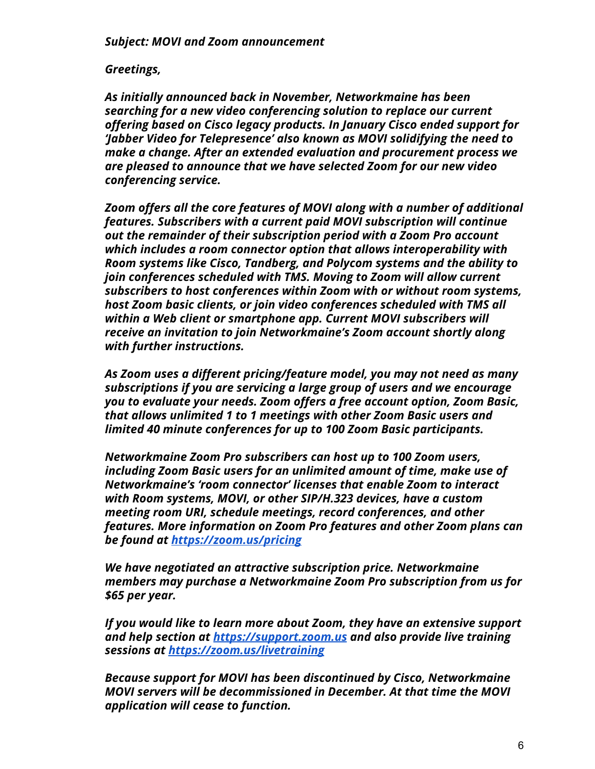***Subject: MOVI and Zoom announcement***

***Greetings,***

***As initially announced back in November, Networkmaine has been searching for a new video conferencing solution to replace our current offering based on Cisco legacy products. In January Cisco ended support for 'Jabber Video for Telepresence' also known as MOVI solidifying the need to make a change. After an extended evaluation and procurement process we are pleased to announce that we have selected Zoom for our new video conferencing service.***

***Zoom offers all the core features of MOVI along with a number of additional features. Subscribers with a current paid MOVI subscription will continue out the remainder of their subscription period with a Zoom Pro account which includes a room connector option that allows interoperability with Room systems like Cisco, Tandberg, and Polycom systems and the ability to join conferences scheduled with TMS. Moving to Zoom will allow current subscribers to host conferences within Zoom with or without room systems, host Zoom basic clients, or join video conferences scheduled with TMS all within a Web client or smartphone app. Current MOVI subscribers will receive an invitation to join Networkmaine's Zoom account shortly along with further instructions.***

***As Zoom uses a different pricing/feature model, you may not need as many subscriptions if you are servicing a large group of users and we encourage you to evaluate your needs. Zoom offers a free account option, Zoom Basic, that allows unlimited 1 to 1 meetings with other Zoom Basic users and limited 40 minute conferences for up to 100 Zoom Basic participants.***

***Networkmaine Zoom Pro subscribers can host up to 100 Zoom users, including Zoom Basic users for an unlimited amount of time, make use of Networkmaine's 'room connector' licenses that enable Zoom to interact with Room systems, MOVI, or other SIP/H.323 devices, have a custom meeting room URI, schedule meetings, record conferences, and other features. More information on Zoom Pro features and other Zoom plans can be found at [https://zoom.us/pricing](https://zoom.us/pricing)***

***We have negotiated an attractive subscription price. Networkmaine members may purchase a Networkmaine Zoom Pro subscription from us for $65 per year.***

***If you would like to learn more about Zoom, they have an extensive support and help section at [https://support.zoom.us](https://support.zoom.us) and also provide live training sessions at [https://zoom.us/livetraining](https://zoom.us/livetraining)***

***Because support for MOVI has been discontinued by Cisco, Networkmaine MOVI servers will be decommissioned in December. At that time the MOVI application will cease to function.***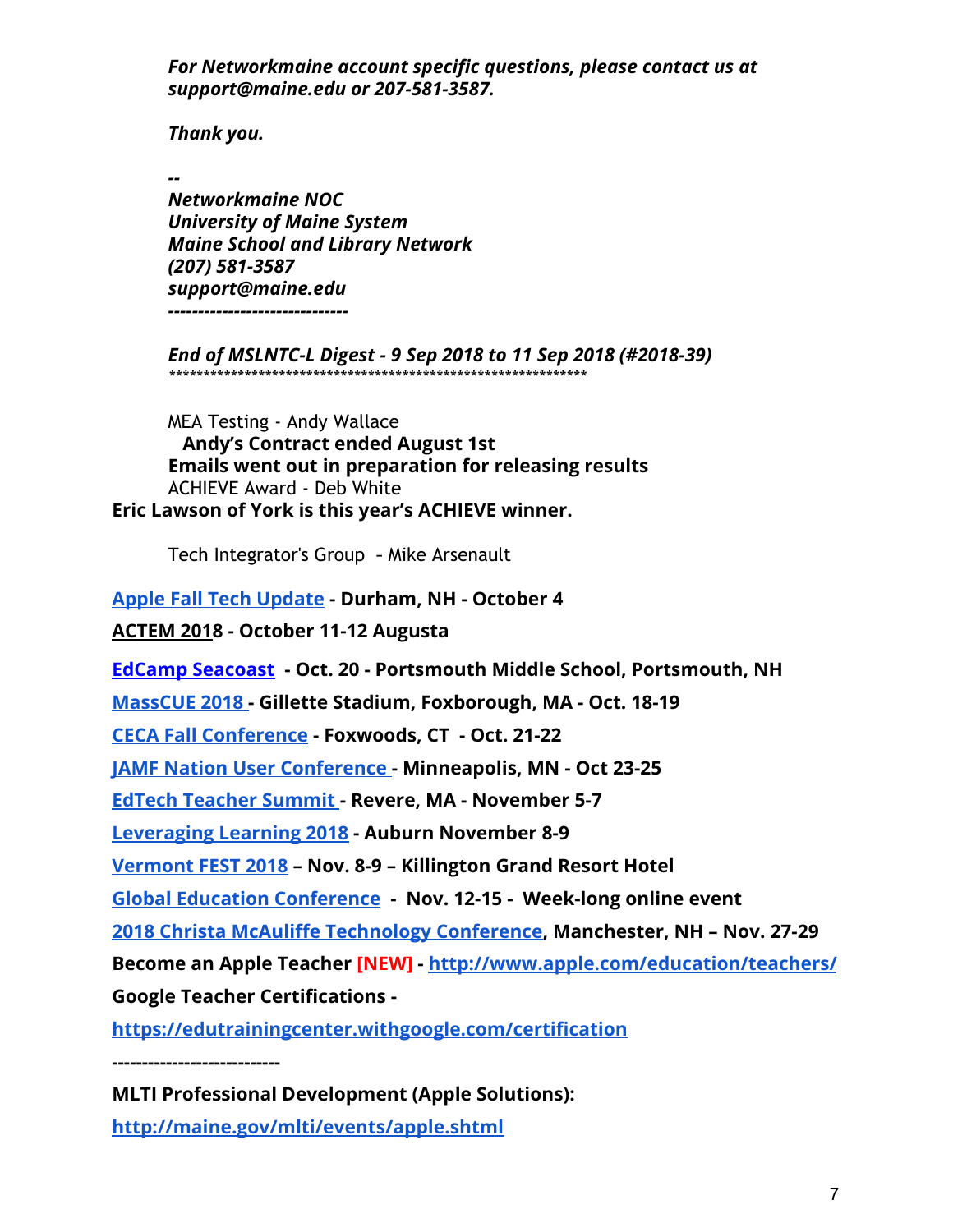***For Networkmaine account specific questions, please contact us at support@maine.edu or 207-581-3587.***

***Thank you.***

***--***
***Networkmaine NOC***
***University of Maine System***
***Maine School and Library Network***
***(207) 581-3587***
***support@maine.edu***
***------------------------------***

***End of MSLNTC-L Digest - 9 Sep 2018 to 11 Sep 2018 (#2018-39)***
***************************************************************

MEA Testing - Andy Wallace

**Andy's Contract ended August 1st**

**Emails went out in preparation for releasing results**

ACHIEVE Award - Deb White

**Eric Lawson of York is this year's ACHIEVE winner.**

Tech Integrator's Group - Mike Arsenault

**Apple Fall Tech Update - Durham, NH - October 4**

**ACTEM 2018 - October 11-12 Augusta**

**EdCamp Seacoast - Oct. 20 - Portsmouth Middle School, Portsmouth, NH**

**MassCUE 2018 - Gillette Stadium, Foxborough, MA - Oct. 18-19**

**CECA Fall Conference - Foxwoods, CT - Oct. 21-22**

**JAMF Nation User Conference - Minneapolis, MN - Oct 23-25**

**EdTech Teacher Summit - Revere, MA - November 5-7**

**Leveraging Learning 2018 - Auburn November 8-9**

**Vermont FEST 2018 – Nov. 8-9 – Killington Grand Resort Hotel**

**Global Education Conference - Nov. 12-15 - Week-long online event**

**2018 Christa McAuliffe Technology Conference, Manchester, NH – Nov. 27-29**

**Become an Apple Teacher [NEW] - http://www.apple.com/education/teachers/**

**Google Teacher Certifications -**

**https://edutrainingcenter.withgoogle.com/certification**

**----------------------------**

**MLTI Professional Development (Apple Solutions):**

**http://maine.gov/mlti/events/apple.shtml**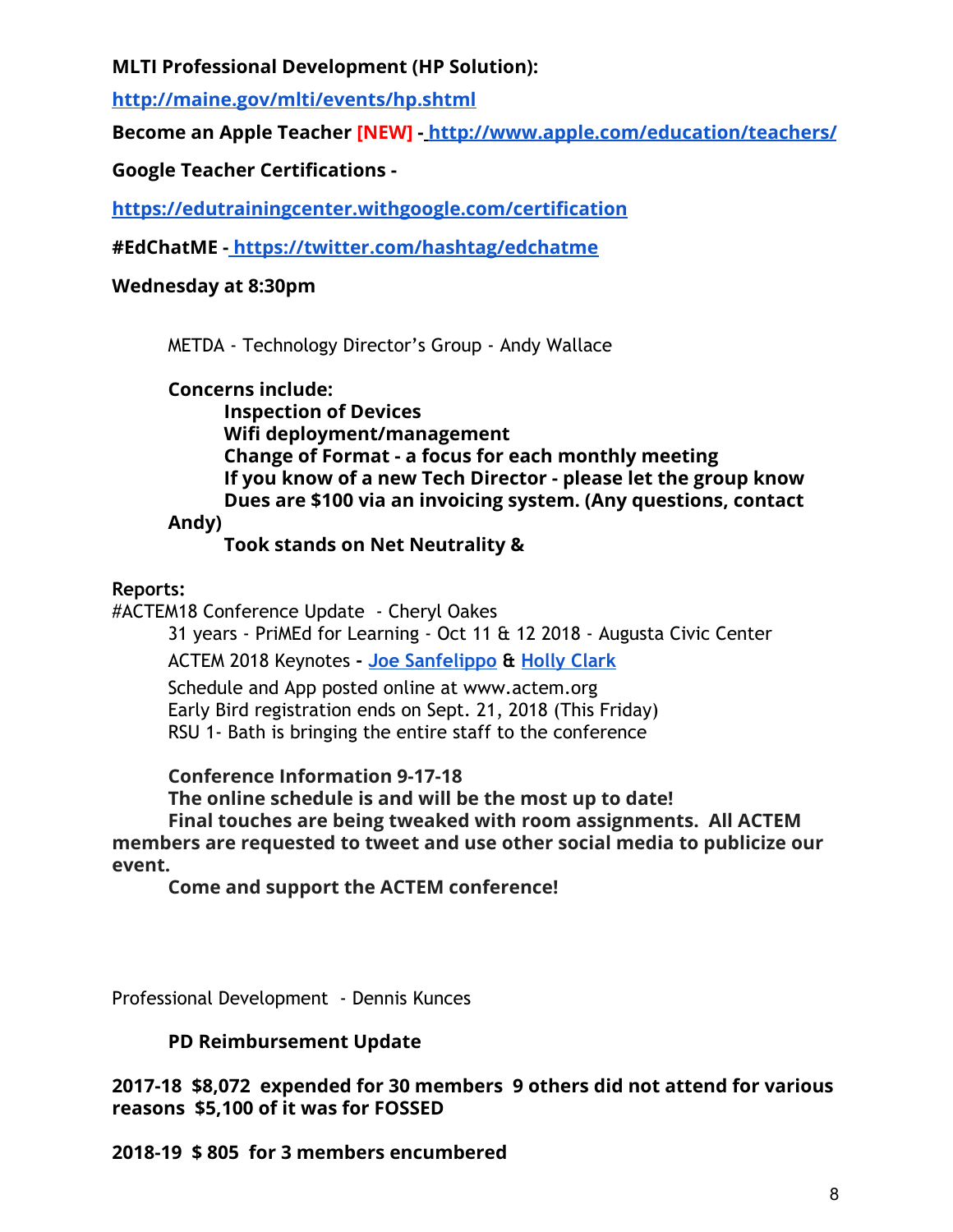**MLTI Professional Development (HP Solution):**

**http://maine.gov/mlti/events/hp.shtml**

**Become an Apple Teacher [NEW] - http://www.apple.com/education/teachers/**

**Google Teacher Certifications -**

**https://edutrainingcenter.withgoogle.com/certification**

**#EdChatME - https://twitter.com/hashtag/edchatme**

**Wednesday at 8:30pm**

METDA - Technology Director's Group - Andy Wallace

**Concerns include:**

- **Inspection of Devices**
- **Wifi deployment/management**
- **Change of Format - a focus for each monthly meeting**
- **If you know of a new Tech Director - please let the group know**
- **Dues are $100 via an invoicing system. (Any questions, contact Andy)**
- **Took stands on Net Neutrality &**

**Reports:**

#ACTEM18 Conference Update - Cheryl Oakes

31 years - PriMEd for Learning - Oct 11 & 12 2018 - Augusta Civic Center

ACTEM 2018 Keynotes - Joe Sanfelippo & Holly Clark

Schedule and App posted online at www.actem.org

Early Bird registration ends on Sept. 21, 2018 (This Friday)

RSU 1- Bath is bringing the entire staff to the conference

**Conference Information 9-17-18**

**The online schedule is and will be the most up to date!**

**Final touches are being tweaked with room assignments. All ACTEM members are requested to tweet and use other social media to publicize our event.**

**Come and support the ACTEM conference!**

Professional Development - Dennis Kunces

**PD Reimbursement Update**

**2017-18 $8,072 expended for 30 members 9 others did not attend for various reasons $5,100 of it was for FOSSED**

**2018-19 $ 805 for 3 members encumbered**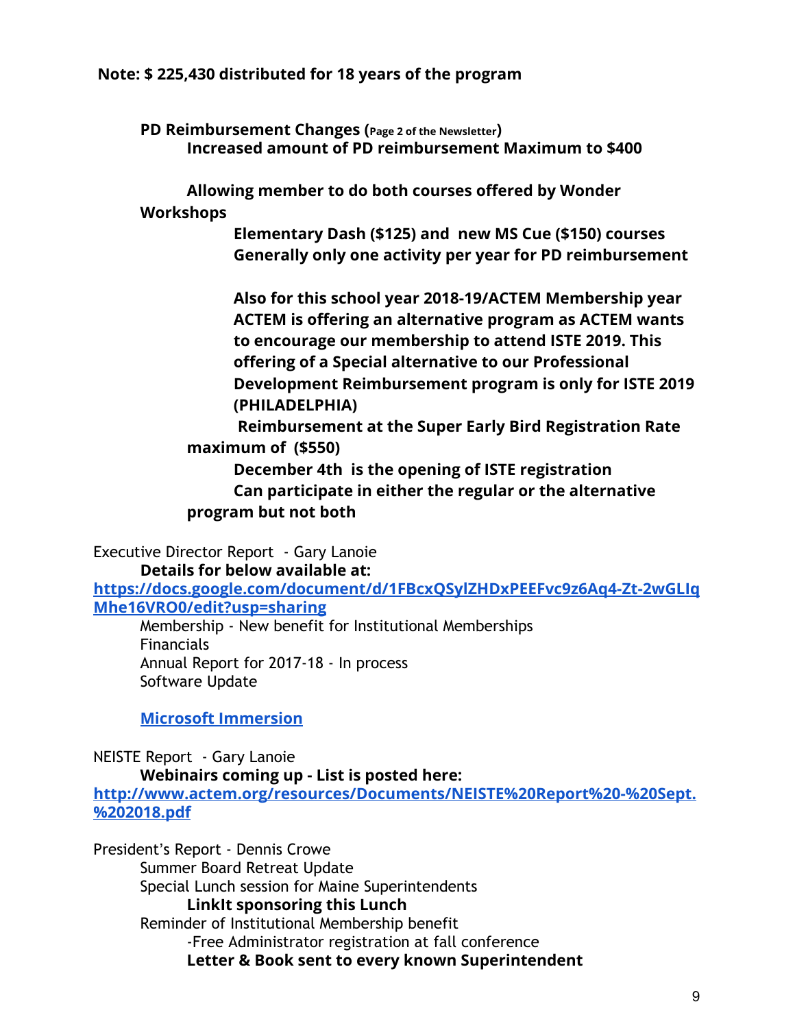**Note: $ 225,430 distributed for 18 years of the program**

**PD Reimbursement Changes (Page 2 of the Newsletter)**

- **Increased amount of PD reimbursement Maximum to $400**
- **Allowing member to do both courses offered by Wonder Workshops**
  - **Elementary Dash ($125) and new MS Cue ($150) courses**
  - **Generally only one activity per year for PD reimbursement**
  - **Also for this school year 2018-19/ACTEM Membership year ACTEM is offering an alternative program as ACTEM wants to encourage our membership to attend ISTE 2019. This offering of a Special alternative to our Professional Development Reimbursement program is only for ISTE 2019 (PHILADELPHIA)**
  - **Reimbursement at the Super Early Bird Registration Rate maximum of ($550)**
  - **December 4th is the opening of ISTE registration**
  - **Can participate in either the regular or the alternative program but not both**

Executive Director Report - Gary Lanoie

- **Details for below available at:**

**https://docs.google.com/document/d/1FBcxQSylZHDxPEEFvc9z6Aq4-Zt-2wGLIqMhe16VRO0/edit?usp=sharing**

- Membership - New benefit for Institutional Memberships
- Financials
- Annual Report for 2017-18 - In process
- Software Update
- **Microsoft Immersion**

NEISTE Report - Gary Lanoie

- **Webinairs coming up - List is posted here:**

**http://www.actem.org/resources/Documents/NEISTE%20Report%20-%20Sept.%202018.pdf**

President's Report - Dennis Crowe

- Summer Board Retreat Update
- Special Lunch session for Maine Superintendents
  - **LinkIt sponsoring this Lunch**
- Reminder of Institutional Membership benefit
  - -Free Administrator registration at fall conference
  - **Letter & Book sent to every known Superintendent**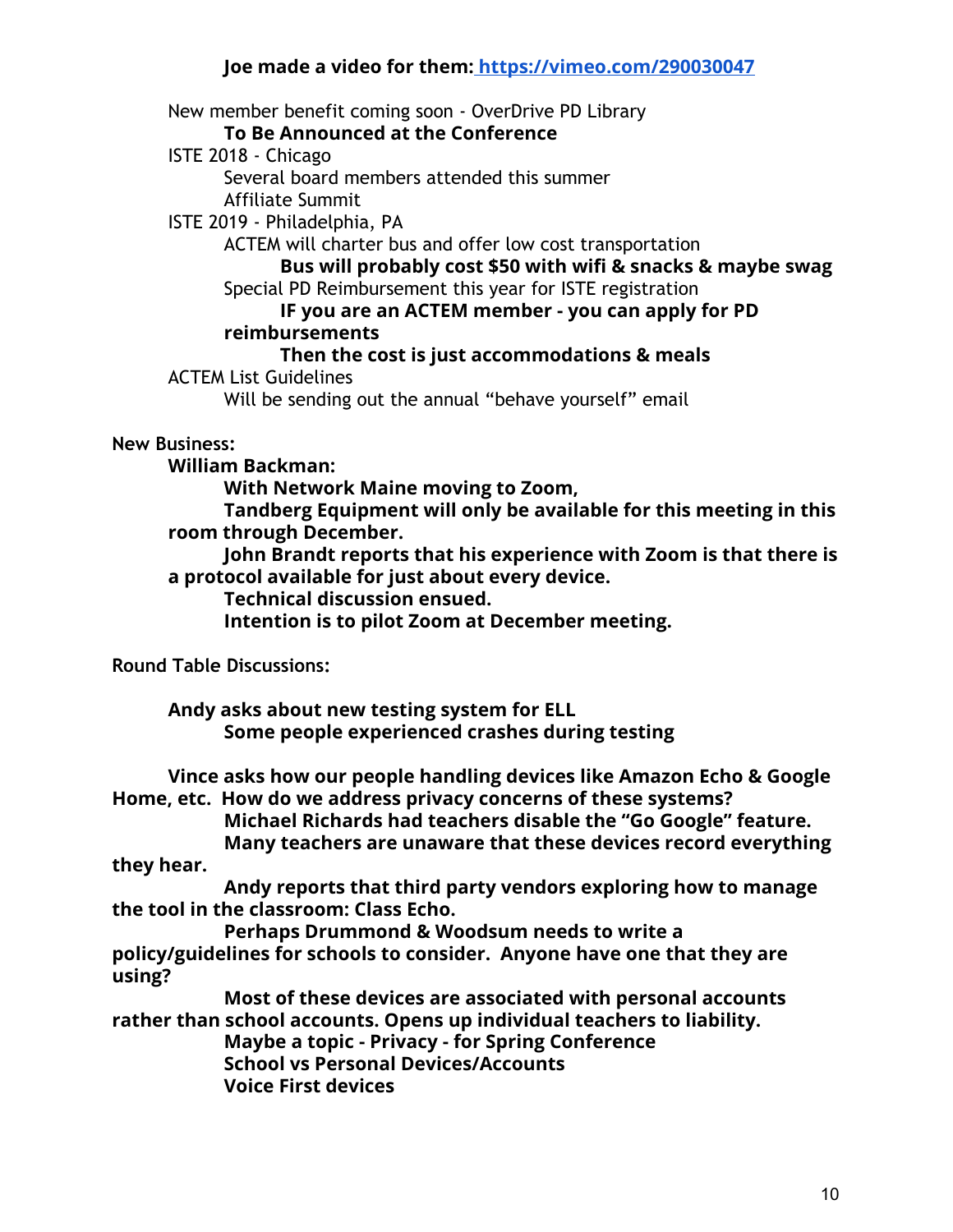**Joe made a video for them: [https://vimeo.com/290030047](https://vimeo.com/290030047)**

- New member benefit coming soon - OverDrive PD Library
  - **To Be Announced at the Conference**
- ISTE 2018 - Chicago
  - Several board members attended this summer
  - Affiliate Summit
- ISTE 2019 - Philadelphia, PA
  - ACTEM will charter bus and offer low cost transportation
    - **Bus will probably cost $50 with wifi & snacks & maybe swag**
  - Special PD Reimbursement this year for ISTE registration
    - **IF you are an ACTEM member - you can apply for PD reimbursements**
    - **Then the cost is just accommodations & meals**
- ACTEM List Guidelines
  - Will be sending out the annual "behave yourself" email

**New Business:**

- **William Backman:**
  - **With Network Maine moving to Zoom,**
  - **Tandberg Equipment will only be available for this meeting in this room through December.**
  - **John Brandt reports that his experience with Zoom is that there is a protocol available for just about every device.**
  - **Technical discussion ensued.**
  - **Intention is to pilot Zoom at December meeting.**

**Round Table Discussions:**

- **Andy asks about new testing system for ELL**
  - **Some people experienced crashes during testing**

- **Vince asks how our people handling devices like Amazon Echo & Google Home, etc. How do we address privacy concerns of these systems?**
  - **Michael Richards had teachers disable the "Go Google" feature.**
  - **Many teachers are unaware that these devices record everything they hear.**
  - **Andy reports that third party vendors exploring how to manage the tool in the classroom: Class Echo.**
  - **Perhaps Drummond & Woodsum needs to write a policy/guidelines for schools to consider. Anyone have one that they are using?**
  - **Most of these devices are associated with personal accounts rather than school accounts. Opens up individual teachers to liability.**
  - **Maybe a topic - Privacy - for Spring Conference**
  - **School vs Personal Devices/Accounts**
  - **Voice First devices**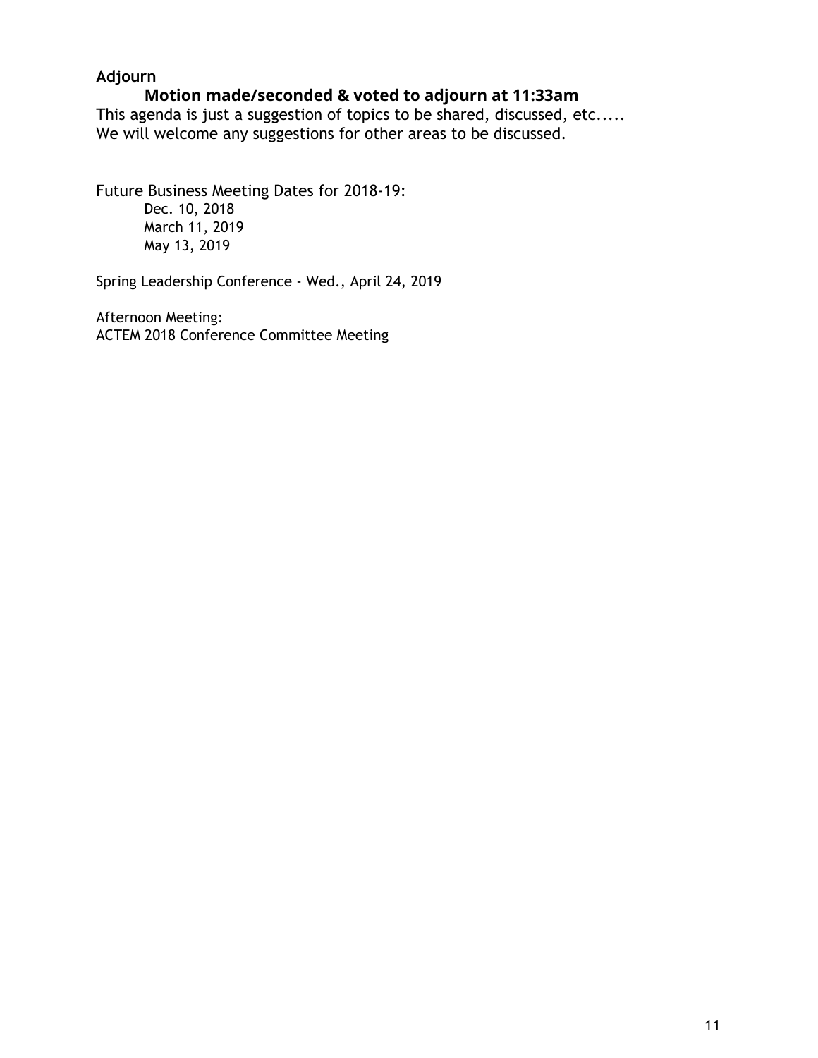**Adjourn**

**Motion made/seconded & voted to adjourn at 11:33am**

This agenda is just a suggestion of topics to be shared, discussed, etc.....
We will welcome any suggestions for other areas to be discussed.

Future Business Meeting Dates for 2018-19:

- Dec. 10, 2018
- March 11, 2019
- May 13, 2019

Spring Leadership Conference - Wed., April 24, 2019

Afternoon Meeting:
ACTEM 2018 Conference Committee Meeting